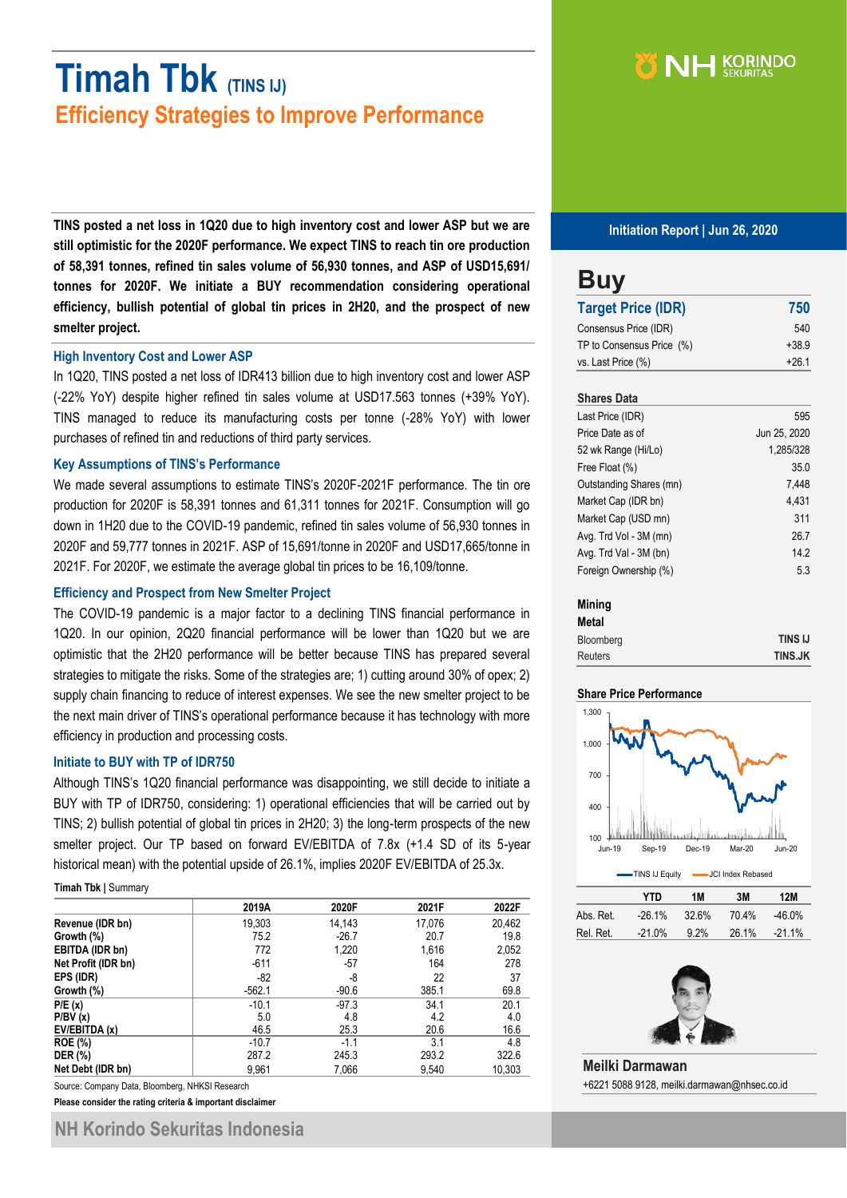# Timah Tbk (TINS IJ)

## Efficiency Strategies to Improve Performance

**Initiation Report | Jun 26, 2020**

**TINS posted a net loss in 1Q20 due to high inventory cost and lower ASP but we are still optimistic for the 2020F performance. We expect TINS to reach tin ore production of 58,391 tonnes, refined tin sales volume of 56,930 tonnes, and ASP of USD15,691/ tonnes for 2020F. We initiate a BUY recommendation considering operational efficiency, bullish potential of global tin prices in 2H20, and the prospect of new smelter project.**

### High Inventory Cost and Lower ASP

In 1Q20, TINS posted a net loss of IDR413 billion due to high inventory cost and lower ASP (-22% YoY) despite higher refined tin sales volume at USD17.563 tonnes (+39% YoY). TINS managed to reduce its manufacturing costs per tonne (-28% YoY) with lower purchases of refined tin and reductions of third party services.

### Key Assumptions of TINS's Performance

We made several assumptions to estimate TINS's 2020F-2021F performance. The tin ore production for 2020F is 58,391 tonnes and 61,311 tonnes for 2021F. Consumption will go down in 1H20 due to the COVID-19 pandemic, refined tin sales volume of 56,930 tonnes in 2020F and 59,777 tonnes in 2021F. ASP of 15,691/tonne in 2020F and USD17,665/tonne in 2021F. For 2020F, we estimate the average global tin prices to be 16,109/tonne.

### Efficiency and Prospect from New Smelter Project

The COVID-19 pandemic is a major factor to a declining TINS financial performance in 1Q20. In our opinion, 2Q20 financial performance will be lower than 1Q20 but we are optimistic that the 2H20 performance will be better because TINS has prepared several strategies to mitigate the risks. Some of the strategies are; 1) cutting around 30% of opex; 2) supply chain financing to reduce of interest expenses. We see the new smelter project to be the next main driver of TINS's operational performance because it has technology with more efficiency in production and processing costs.

### Initiate to BUY with TP of IDR750

Although TINS's 1Q20 financial performance was disappointing, we still decide to initiate a BUY with TP of IDR750, considering: 1) operational efficiencies that will be carried out by TINS; 2) bullish potential of global tin prices in 2H20; 3) the long-term prospects of the new smelter project. Our TP based on forward EV/EBITDA of 7.8x (+1.4 SD of its 5-year historical mean) with the potential upside of 26.1%, implies 2020F EV/EBITDA of 25.3x.

**Timah Tbk | Summary**

| | 2019A | 2020F | 2021F | 2022F |
|---|---|---|---|---|
| **Revenue (IDR bn)** | 19,303 | 14,143 | 17,076 | 20,462 |
| **Growth (%)** | 75.2 | -26.7 | 20.7 | 19.8 |
| **EBITDA (IDR bn)** | 772 | 1,220 | 1,616 | 2,052 |
| **Net Profit (IDR bn)** | -611 | -57 | 164 | 278 |
| **EPS (IDR)** | -82 | -8 | 22 | 37 |
| **Growth (%)** | -562.1 | -90.6 | 385.1 | 69.8 |
| **P/E (x)** | -10.1 | -97.3 | 34.1 | 20.1 |
| **P/BV (x)** | 5.0 | 4.8 | 4.2 | 4.0 |
| **EV/EBITDA (x)** | 46.5 | 25.3 | 20.6 | 16.6 |
| **ROE (%)** | -10.7 | -1.1 | 3.1 | 4.8 |
| **DER (%)** | 287.2 | 245.3 | 293.2 | 322.6 |
| **Net Debt (IDR bn)** | 9,961 | 7,066 | 9,540 | 10,303 |

Source: Company Data, Bloomberg, NHKSI Research

**Please consider the rating criteria & important disclaimer**

# Buy

| **Target Price (IDR)** | **750** |
|---|---|
| Consensus Price (IDR) | 540 |
| TP to Consensus Price (%) | +38.9 |
| vs. Last Price (%) | +26.1 |

**Shares Data**

| | |
|---|---|
| Last Price (IDR) | 595 |
| Price Date as of | Jun 25, 2020 |
| 52 wk Range (Hi/Lo) | 1,285/328 |
| Free Float (%) | 35.0 |
| Outstanding Shares (mn) | 7,448 |
| Market Cap (IDR bn) | 4,431 |
| Market Cap (USD mn) | 311 |
| Avg. Trd Vol - 3M (mn) | 26.7 |
| Avg. Trd Val - 3M (bn) | 14.2 |
| Foreign Ownership (%) | 5.3 |

**Mining**
**Metal**

| | |
|---|---|
| Bloomberg | **TINS IJ** |
| Reuters | **TINS.JK** |

**Share Price Performance**

| | YTD | 1M | 3M | 12M |
|---|---|---|---|---|
| Abs. Ret. | -26.1% | 32.6% | 70.4% | -46.0% |
| Rel. Ret. | -21.0% | 9.2% | 26.1% | -21.1% |

**Meilki Darmawan**
+6221 5088 9128, meilki.darmawan@nhsec.co.id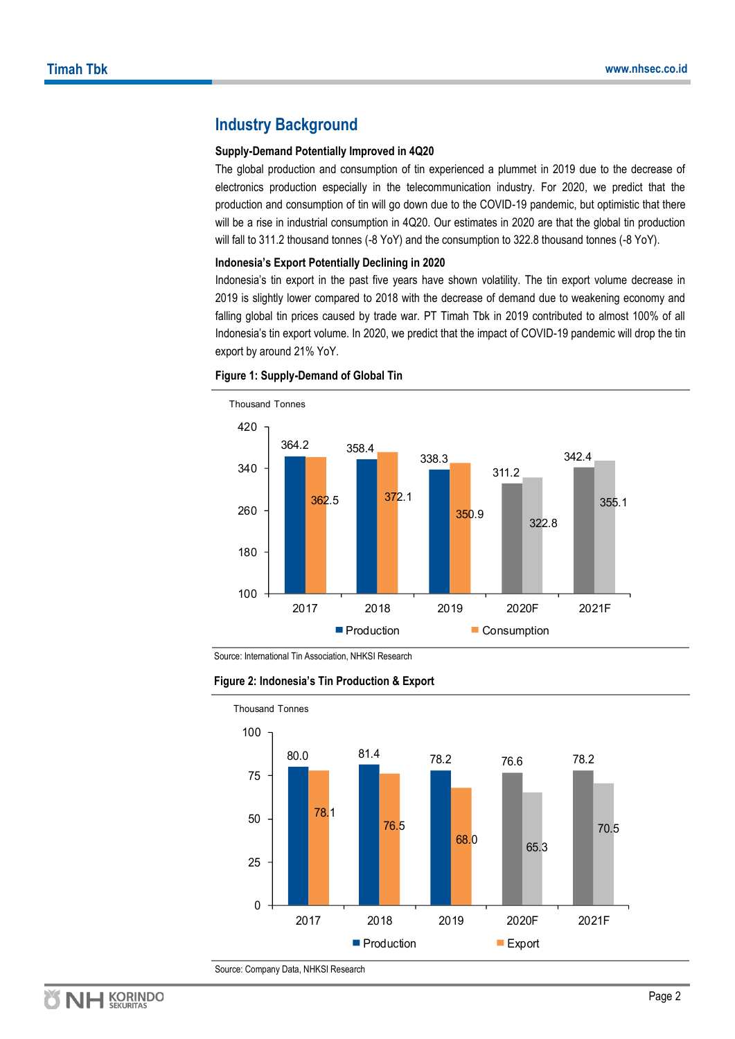## Industry Background

**Supply-Demand Potentially Improved in 4Q20**

The global production and consumption of tin experienced a plummet in 2019 due to the decrease of electronics production especially in the telecommunication industry. For 2020, we predict that the production and consumption of tin will go down due to the COVID-19 pandemic, but optimistic that there will be a rise in industrial consumption in 4Q20. Our estimates in 2020 are that the global tin production will fall to 311.2 thousand tonnes (-8 YoY) and the consumption to 322.8 thousand tonnes (-8 YoY).

**Indonesia's Export Potentially Declining in 2020**

Indonesia's tin export in the past five years have shown volatility. The tin export volume decrease in 2019 is slightly lower compared to 2018 with the decrease of demand due to weakening economy and falling global tin prices caused by trade war. PT Timah Tbk in 2019 contributed to almost 100% of all Indonesia's tin export volume. In 2020, we predict that the impact of COVID-19 pandemic will drop the tin export by around 21% YoY.

**Figure 1: Supply-Demand of Global Tin**

Thousand Tonnes

| | 2017 | 2018 | 2019 | 2020F | 2021F |
|---|---|---|---|---|---|
| Production | 364.2 | 358.4 | 338.3 | 311.2 | 342.4 |
| Consumption | 362.5 | 372.1 | 350.9 | 322.8 | 355.1 |

Source: International Tin Association, NHKSI Research

**Figure 2: Indonesia's Tin Production & Export**

Thousand Tonnes

| | 2017 | 2018 | 2019 | 2020F | 2021F |
|---|---|---|---|---|---|
| Production | 80.0 | 81.4 | 78.2 | 76.6 | 78.2 |
| Export | 78.1 | 76.5 | 68.0 | 65.3 | 70.5 |

Source: Company Data, NHKSI Research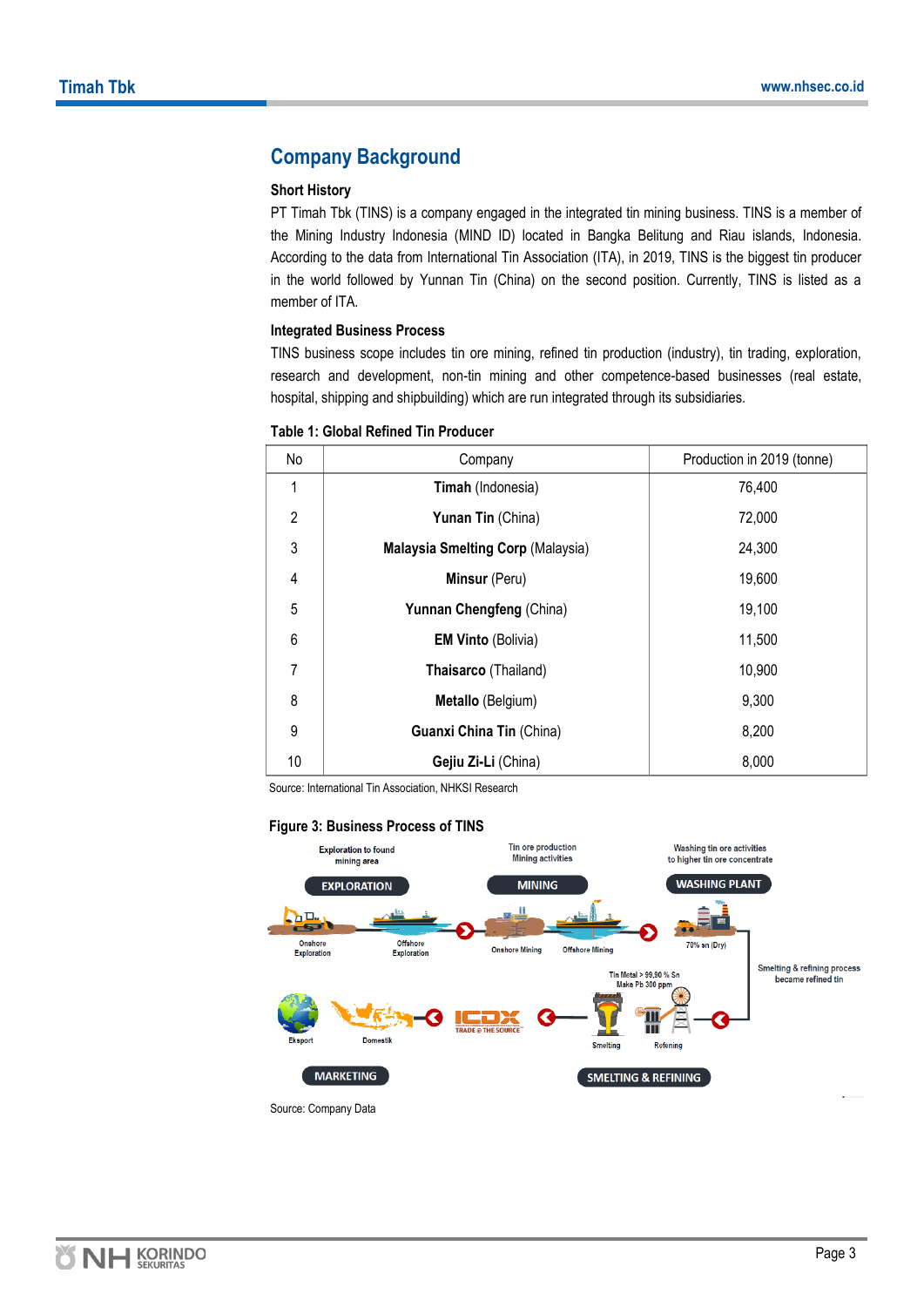## Company Background

### Short History

PT Timah Tbk (TINS) is a company engaged in the integrated tin mining business. TINS is a member of the Mining Industry Indonesia (MIND ID) located in Bangka Belitung and Riau islands, Indonesia. According to the data from International Tin Association (ITA), in 2019, TINS is the biggest tin producer in the world followed by Yunnan Tin (China) on the second position. Currently, TINS is listed as a member of ITA.

### Integrated Business Process

TINS business scope includes tin ore mining, refined tin production (industry), tin trading, exploration, research and development, non-tin mining and other competence-based businesses (real estate, hospital, shipping and shipbuilding) which are run integrated through its subsidiaries.

**Table 1: Global Refined Tin Producer**

| No | Company | Production in 2019 (tonne) |
|---|---|---|
| 1 | **Timah** (Indonesia) | 76,400 |
| 2 | **Yunan Tin** (China) | 72,000 |
| 3 | **Malaysia Smelting Corp** (Malaysia) | 24,300 |
| 4 | **Minsur** (Peru) | 19,600 |
| 5 | **Yunnan Chengfeng** (China) | 19,100 |
| 6 | **EM Vinto** (Bolivia) | 11,500 |
| 7 | **Thaisarco** (Thailand) | 10,900 |
| 8 | **Metallo** (Belgium) | 9,300 |
| 9 | **Guanxi China Tin** (China) | 8,200 |
| 10 | **Gejiu Zi-Li** (China) | 8,000 |

Source: International Tin Association, NHKSI Research

**Figure 3: Business Process of TINS**

Source: Company Data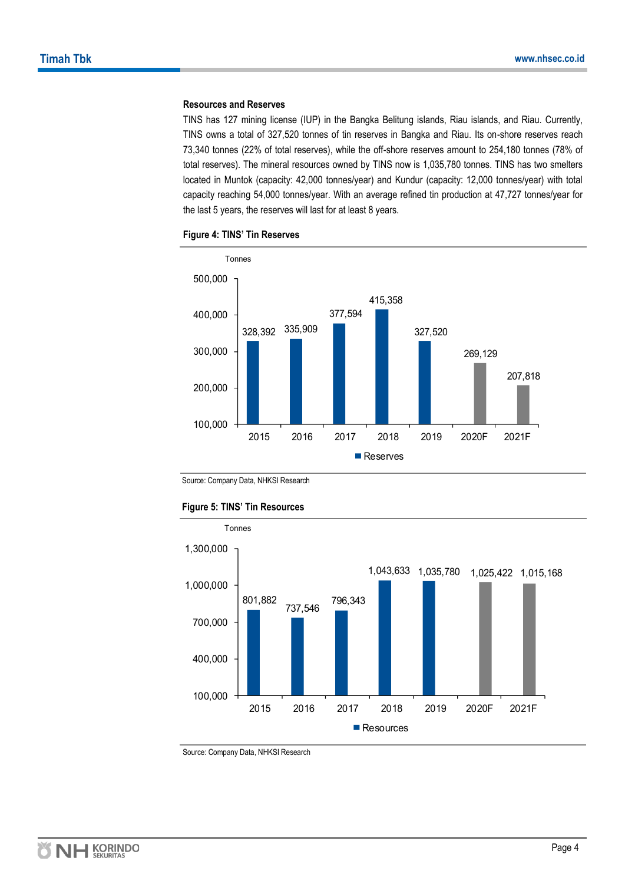### Resources and Reserves

TINS has 127 mining license (IUP) in the Bangka Belitung islands, Riau islands, and Riau. Currently, TINS owns a total of 327,520 tonnes of tin reserves in Bangka and Riau. Its on-shore reserves reach 73,340 tonnes (22% of total reserves), while the off-shore reserves amount to 254,180 tonnes (78% of total reserves). The mineral resources owned by TINS now is 1,035,780 tonnes. TINS has two smelters located in Muntok (capacity: 42,000 tonnes/year) and Kundur (capacity: 12,000 tonnes/year) with total capacity reaching 54,000 tonnes/year. With an average refined tin production at 47,727 tonnes/year for the last 5 years, the reserves will last for at least 8 years.

**Figure 4: TINS' Tin Reserves**

| Year | Reserves (Tonnes) |
|---|---|
| 2015 | 328,392 |
| 2016 | 335,909 |
| 2017 | 377,594 |
| 2018 | 415,358 |
| 2019 | 327,520 |
| 2020F | 269,129 |
| 2021F | 207,818 |

Source: Company Data, NHKSI Research

**Figure 5: TINS' Tin Resources**

| Year | Resources (Tonnes) |
|---|---|
| 2015 | 801,882 |
| 2016 | 737,546 |
| 2017 | 796,343 |
| 2018 | 1,043,633 |
| 2019 | 1,035,780 |
| 2020F | 1,025,422 |
| 2021F | 1,015,168 |

Source: Company Data, NHKSI Research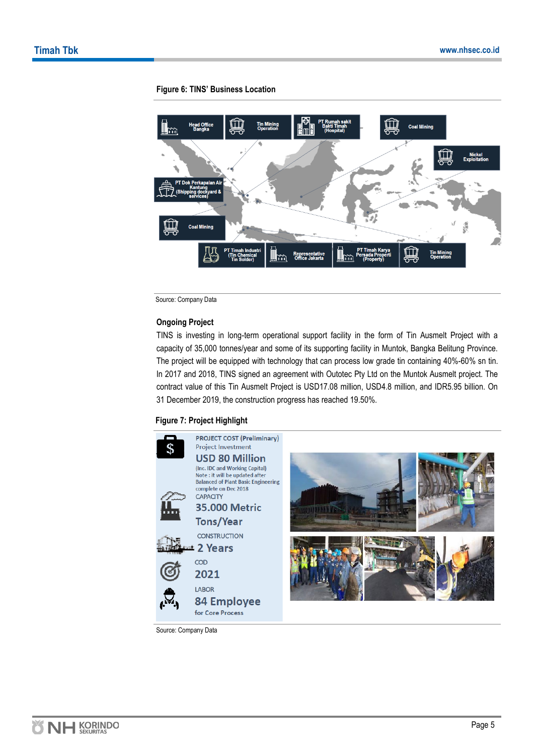**Figure 6: TINS' Business Location**

Head Office Bangka

Tin Mining Operation

PT Rumah sakit Bakti Timah (Hospital)

Coal Mining

Nickel Exploitation

PT Dok Perkapalan Air Kantung (Shipping dockyard & services)

Coal Mining

PT Timah Industri (Tin Chemical Tin Solder)

Representative Office Jakarta

PT Timah Karya Persada Properti (Property)

Tin Mining Operation

Source: Company Data

### Ongoing Project

TINS is investing in long-term operational support facility in the form of Tin Ausmelt Project with a capacity of 35,000 tonnes/year and some of its supporting facility in Muntok, Bangka Belitung Province. The project will be equipped with technology that can process low grade tin containing 40%-60% sn tin. In 2017 and 2018, TINS signed an agreement with Outotec Pty Ltd on the Muntok Ausmelt project. The contract value of this Tin Ausmelt Project is USD17.08 million, USD4.8 million, and IDR5.95 billion. On 31 December 2019, the construction progress has reached 19.50%.

**Figure 7: Project Highlight**

PROJECT COST (Preliminary)
Project Investment
**USD 80 Million**
(Inc. IDC and Working Capital)
Note : it will be updated after Balanced of Plant Basic Engineering complete on Dec 2018

CAPACITY
**35.000 Metric Tons/Year**

CONSTRUCTION
**2 Years**

COD
**2021**

LABOR
**84 Employee**
for Core Process

Source: Company Data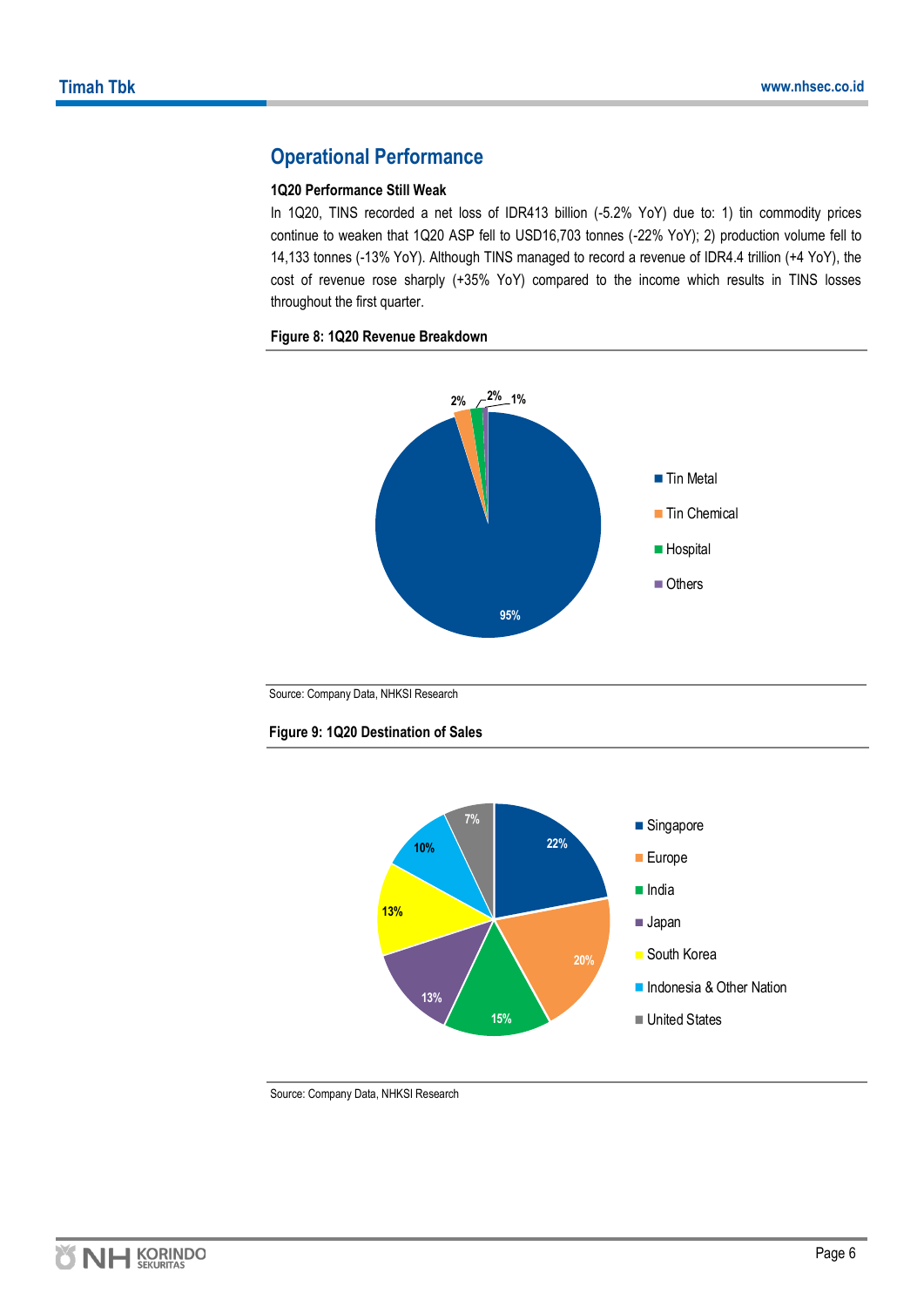## Operational Performance

**1Q20 Performance Still Weak**

In 1Q20, TINS recorded a net loss of IDR413 billion (-5.2% YoY) due to: 1) tin commodity prices continue to weaken that 1Q20 ASP fell to USD16,703 tonnes (-22% YoY); 2) production volume fell to 14,133 tonnes (-13% YoY). Although TINS managed to record a revenue of IDR4.4 trillion (+4 YoY), the cost of revenue rose sharply (+35% YoY) compared to the income which results in TINS losses throughout the first quarter.

**Figure 8: 1Q20 Revenue Breakdown**

| Segment | Share |
|---|---|
| Tin Metal | 95% |
| Tin Chemical | 2% |
| Hospital | 2% |
| Others | 1% |

Source: Company Data, NHKSI Research

**Figure 9: 1Q20 Destination of Sales**

| Destination | Share |
|---|---|
| Singapore | 22% |
| Europe | 20% |
| India | 15% |
| Japan | 13% |
| South Korea | 13% |
| Indonesia & Other Nation | 10% |
| United States | 7% |

Source: Company Data, NHKSI Research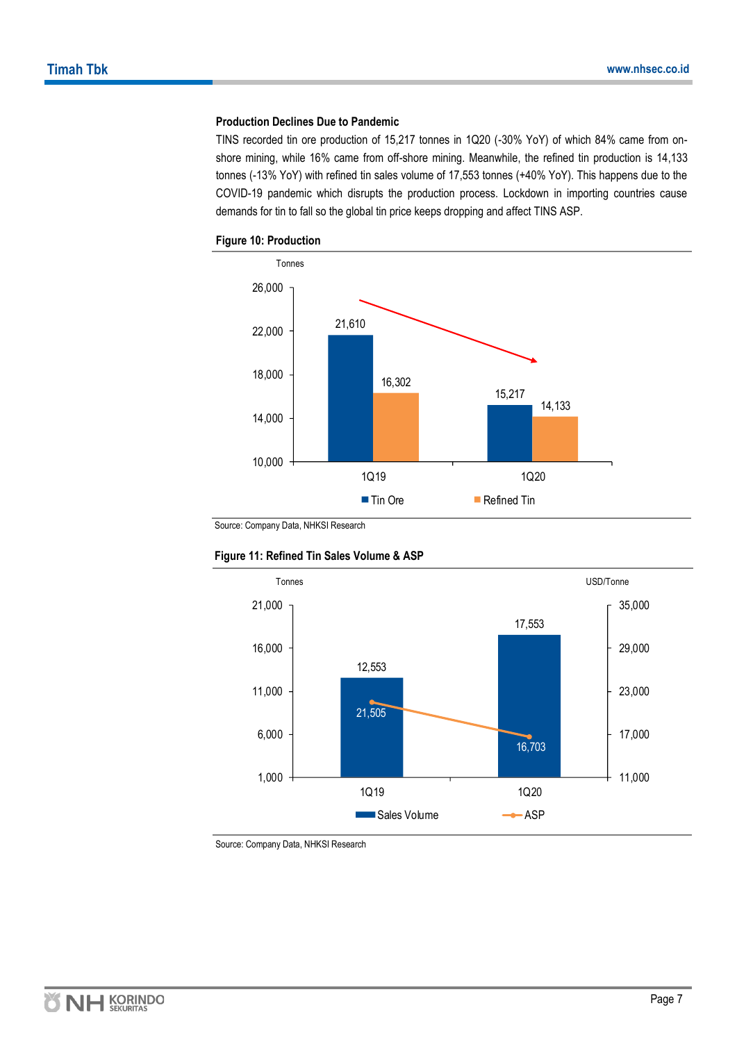### Production Declines Due to Pandemic

TINS recorded tin ore production of 15,217 tonnes in 1Q20 (-30% YoY) of which 84% came from on-shore mining, while 16% came from off-shore mining. Meanwhile, the refined tin production is 14,133 tonnes (-13% YoY) with refined tin sales volume of 17,553 tonnes (+40% YoY). This happens due to the COVID-19 pandemic which disrupts the production process. Lockdown in importing countries cause demands for tin to fall so the global tin price keeps dropping and affect TINS ASP.

**Figure 10: Production**

| Tonnes | Tin Ore | Refined Tin |
|---|---|---|
| 1Q19 | 21,610 | 16,302 |
| 1Q20 | 15,217 | 14,133 |

Source: Company Data, NHKSI Research

**Figure 11: Refined Tin Sales Volume & ASP**

| | Sales Volume (Tonnes) | ASP (USD/Tonne) |
|---|---|---|
| 1Q19 | 12,553 | 21,505 |
| 1Q20 | 17,553 | 16,703 |

Source: Company Data, NHKSI Research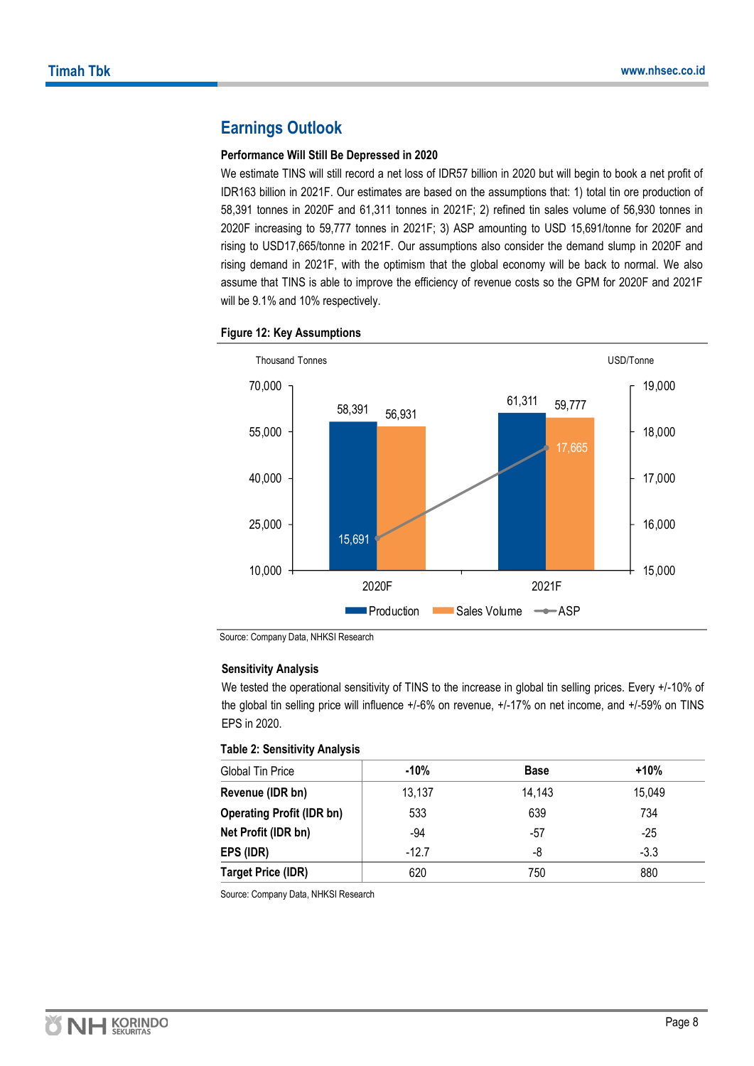## Earnings Outlook

**Performance Will Still Be Depressed in 2020**

We estimate TINS will still record a net loss of IDR57 billion in 2020 but will begin to book a net profit of IDR163 billion in 2021F. Our estimates are based on the assumptions that: 1) total tin ore production of 58,391 tonnes in 2020F and 61,311 tonnes in 2021F; 2) refined tin sales volume of 56,930 tonnes in 2020F increasing to 59,777 tonnes in 2021F; 3) ASP amounting to USD 15,691/tonne for 2020F and rising to USD17,665/tonne in 2021F. Our assumptions also consider the demand slump in 2020F and rising demand in 2021F, with the optimism that the global economy will be back to normal. We also assume that TINS is able to improve the efficiency of revenue costs so the GPM for 2020F and 2021F will be 9.1% and 10% respectively.

**Figure 12: Key Assumptions**

| | Production (Thousand Tonnes) | Sales Volume (Thousand Tonnes) | ASP (USD/Tonne) |
|---|---|---|---|
| 2020F | 58,391 | 56,931 | 15,691 |
| 2021F | 61,311 | 59,777 | 17,665 |

Source: Company Data, NHKSI Research

**Sensitivity Analysis**

We tested the operational sensitivity of TINS to the increase in global tin selling prices. Every +/-10% of the global tin selling price will influence +/-6% on revenue, +/-17% on net income, and +/-59% on TINS EPS in 2020.

**Table 2: Sensitivity Analysis**

| Global Tin Price | -10% | Base | +10% |
|---|---|---|---|
| **Revenue (IDR bn)** | 13,137 | 14,143 | 15,049 |
| **Operating Profit (IDR bn)** | 533 | 639 | 734 |
| **Net Profit (IDR bn)** | -94 | -57 | -25 |
| **EPS (IDR)** | -12.7 | -8 | -3.3 |
| **Target Price (IDR)** | 620 | 750 | 880 |

Source: Company Data, NHKSI Research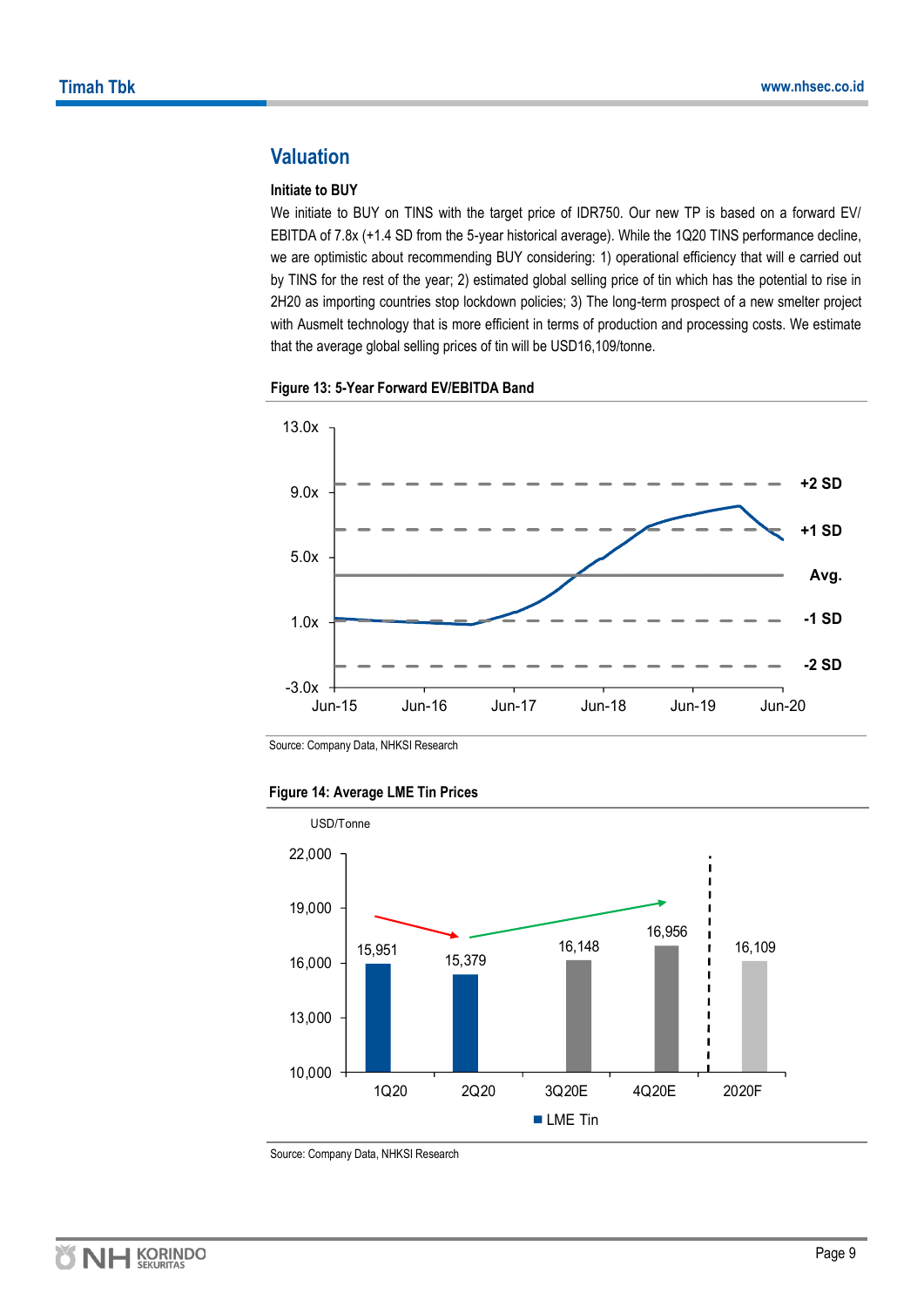## Valuation

**Initiate to BUY**

We initiate to BUY on TINS with the target price of IDR750. Our new TP is based on a forward EV/ EBITDA of 7.8x (+1.4 SD from the 5-year historical average). While the 1Q20 TINS performance decline, we are optimistic about recommending BUY considering: 1) operational efficiency that will e carried out by TINS for the rest of the year; 2) estimated global selling price of tin which has the potential to rise in 2H20 as importing countries stop lockdown policies; 3) The long-term prospect of a new smelter project with Ausmelt technology that is more efficient in terms of production and processing costs. We estimate that the average global selling prices of tin will be USD16,109/tonne.

**Figure 13: 5-Year Forward EV/EBITDA Band**

Source: Company Data, NHKSI Research

**Figure 14: Average LME Tin Prices**

| USD/Tonne | 1Q20 | 2Q20 | 3Q20E | 4Q20E | 2020F |
|---|---|---|---|---|---|
| LME Tin | 15,951 | 15,379 | 16,148 | 16,956 | 16,109 |

Source: Company Data, NHKSI Research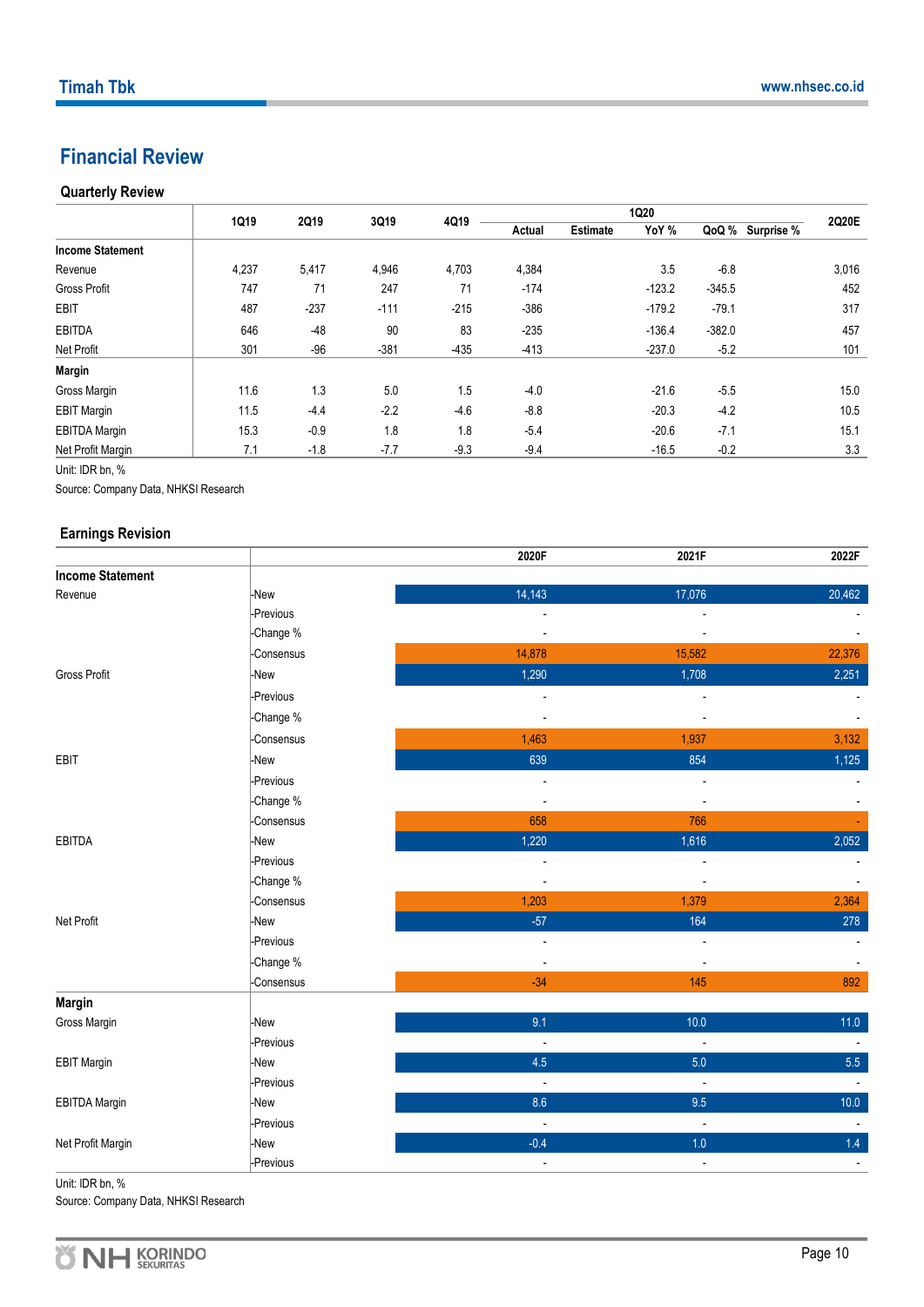## Financial Review

### Quarterly Review

| | 1Q19 | 2Q19 | 3Q19 | 4Q19 | 1Q20 | | | | | 2Q20E |
|---|---|---|---|---|---|---|---|---|---|---|
| | | | | | Actual | Estimate | YoY % | QoQ % | Surprise % | |
| **Income Statement** | | | | | | | | | | |
| Revenue | 4,237 | 5,417 | 4,946 | 4,703 | 4,384 | | 3.5 | -6.8 | | 3,016 |
| Gross Profit | 747 | 71 | 247 | 71 | -174 | | -123.2 | -345.5 | | 452 |
| EBIT | 487 | -237 | -111 | -215 | -386 | | -179.2 | -79.1 | | 317 |
| EBITDA | 646 | -48 | 90 | 83 | -235 | | -136.4 | -382.0 | | 457 |
| Net Profit | 301 | -96 | -381 | -435 | -413 | | -237.0 | -5.2 | | 101 |
| **Margin** | | | | | | | | | | |
| Gross Margin | 11.6 | 1.3 | 5.0 | 1.5 | -4.0 | | -21.6 | -5.5 | | 15.0 |
| EBIT Margin | 11.5 | -4.4 | -2.2 | -4.6 | -8.8 | | -20.3 | -4.2 | | 10.5 |
| EBITDA Margin | 15.3 | -0.9 | 1.8 | 1.8 | -5.4 | | -20.6 | -7.1 | | 15.1 |
| Net Profit Margin | 7.1 | -1.8 | -7.7 | -9.3 | -9.4 | | -16.5 | -0.2 | | 3.3 |

Unit: IDR bn, %

Source: Company Data, NHKSI Research

### Earnings Revision

| | | 2020F | 2021F | 2022F |
|---|---|---|---|---|
| **Income Statement** | | | | |
| Revenue | -New | 14,143 | 17,076 | 20,462 |
| | -Previous | - | - | - |
| | -Change % | - | - | - |
| | -Consensus | 14,878 | 15,582 | 22,376 |
| Gross Profit | -New | 1,290 | 1,708 | 2,251 |
| | -Previous | - | - | - |
| | -Change % | - | - | - |
| | -Consensus | 1,463 | 1,937 | 3,132 |
| EBIT | -New | 639 | 854 | 1,125 |
| | -Previous | - | - | - |
| | -Change % | - | - | - |
| | -Consensus | 658 | 766 | - |
| EBITDA | -New | 1,220 | 1,616 | 2,052 |
| | -Previous | - | - | - |
| | -Change % | - | - | - |
| | -Consensus | 1,203 | 1,379 | 2,364 |
| Net Profit | -New | -57 | 164 | 278 |
| | -Previous | - | - | - |
| | -Change % | - | - | - |
| | -Consensus | -34 | 145 | 892 |
| **Margin** | | | | |
| Gross Margin | -New | 9.1 | 10.0 | 11.0 |
| | -Previous | - | - | - |
| EBIT Margin | -New | 4.5 | 5.0 | 5.5 |
| | -Previous | - | - | - |
| EBITDA Margin | -New | 8.6 | 9.5 | 10.0 |
| | -Previous | - | - | - |
| Net Profit Margin | -New | -0.4 | 1.0 | 1.4 |
| | -Previous | - | - | - |

Unit: IDR bn, %

Source: Company Data, NHKSI Research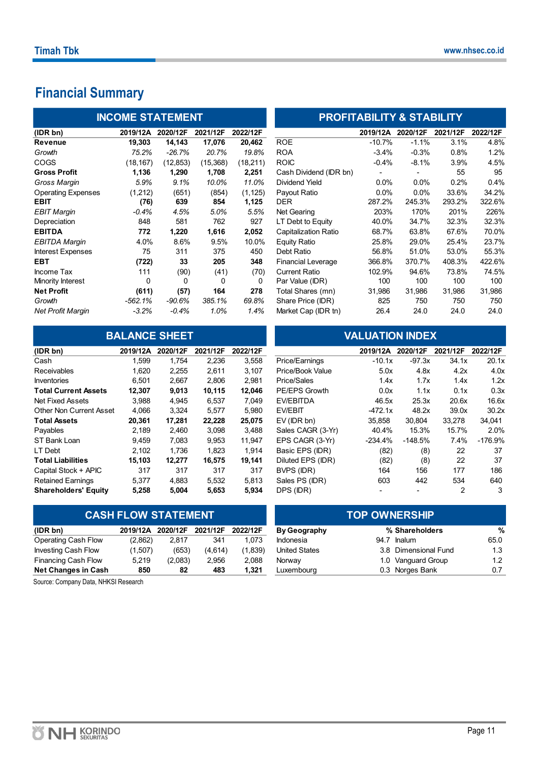# Financial Summary

## INCOME STATEMENT

| (IDR bn) | 2019/12A | 2020/12F | 2021/12F | 2022/12F |
|---|---|---|---|---|
| **Revenue** | **19,303** | **14,143** | **17,076** | **20,462** |
| *Growth* | *75.2%* | *-26.7%* | *20.7%* | *19.8%* |
| COGS | (18,167) | (12,853) | (15,368) | (18,211) |
| **Gross Profit** | **1,136** | **1,290** | **1,708** | **2,251** |
| *Gross Margin* | *5.9%* | *9.1%* | *10.0%* | *11.0%* |
| Operating Expenses | (1,212) | (651) | (854) | (1,125) |
| **EBIT** | **(76)** | **639** | **854** | **1,125** |
| *EBIT Margin* | *-0.4%* | *4.5%* | *5.0%* | *5.5%* |
| Depreciation | 848 | 581 | 762 | 927 |
| **EBITDA** | **772** | **1,220** | **1,616** | **2,052** |
| *EBITDA Margin* | 4.0% | 8.6% | 9.5% | 10.0% |
| Interest Expenses | 75 | 311 | 375 | 450 |
| **EBT** | **(722)** | **33** | **205** | **348** |
| Income Tax | 111 | (90) | (41) | (70) |
| Minority Interest | 0 | 0 | 0 | 0 |
| **Net Profit** | **(611)** | **(57)** | **164** | **278** |
| *Growth* | *-562.1%* | *-90.6%* | *385.1%* | *69.8%* |
| *Net Profit Margin* | *-3.2%* | *-0.4%* | *1.0%* | *1.4%* |

## PROFITABILITY & STABILITY

| | 2019/12A | 2020/12F | 2021/12F | 2022/12F |
|---|---|---|---|---|
| ROE | -10.7% | -1.1% | 3.1% | 4.8% |
| ROA | -3.4% | -0.3% | 0.8% | 1.2% |
| ROIC | -0.4% | -8.1% | 3.9% | 4.5% |
| Cash Dividend (IDR bn) | - | - | 55 | 95 |
| Dividend Yield | 0.0% | 0.0% | 0.2% | 0.4% |
| Payout Ratio | 0.0% | 0.0% | 33.6% | 34.2% |
| DER | 287.2% | 245.3% | 293.2% | 322.6% |
| Net Gearing | 203% | 170% | 201% | 226% |
| LT Debt to Equity | 40.0% | 34.7% | 32.3% | 32.3% |
| Capitalization Ratio | 68.7% | 63.8% | 67.6% | 70.0% |
| Equity Ratio | 25.8% | 29.0% | 25.4% | 23.7% |
| Debt Ratio | 56.8% | 51.0% | 53.0% | 55.3% |
| Financial Leverage | 366.8% | 370.7% | 408.3% | 422.6% |
| Current Ratio | 102.9% | 94.6% | 73.8% | 74.5% |
| Par Value (IDR) | 100 | 100 | 100 | 100 |
| Total Shares (mn) | 31,986 | 31,986 | 31,986 | 31,986 |
| Share Price (IDR) | 825 | 750 | 750 | 750 |
| Market Cap (IDR tn) | 26.4 | 24.0 | 24.0 | 24.0 |

## BALANCE SHEET

| (IDR bn) | 2019/12A | 2020/12F | 2021/12F | 2022/12F |
|---|---|---|---|---|
| Cash | 1,599 | 1,754 | 2,236 | 3,558 |
| Receivables | 1,620 | 2,255 | 2,611 | 3,107 |
| Inventories | 6,501 | 2,667 | 2,806 | 2,981 |
| **Total Current Assets** | **12,307** | **9,013** | **10,115** | **12,046** |
| Net Fixed Assets | 3,988 | 4,945 | 6,537 | 7,049 |
| Other Non Current Asset | 4,066 | 3,324 | 5,577 | 5,980 |
| **Total Assets** | **20,361** | **17,281** | **22,228** | **25,075** |
| Payables | 2,189 | 2,460 | 3,098 | 3,488 |
| ST Bank Loan | 9,459 | 7,083 | 9,953 | 11,947 |
| LT Debt | 2,102 | 1,736 | 1,823 | 1,914 |
| **Total Liabilities** | **15,103** | **12,277** | **16,575** | **19,141** |
| Capital Stock + APIC | 317 | 317 | 317 | 317 |
| Retained Earnings | 5,377 | 4,883 | 5,532 | 5,813 |
| **Shareholders' Equity** | **5,258** | **5,004** | **5,653** | **5,934** |

## VALUATION INDEX

| | 2019/12A | 2020/12F | 2021/12F | 2022/12F |
|---|---|---|---|---|
| Price/Earnings | -10.1x | -97.3x | 34.1x | 20.1x |
| Price/Book Value | 5.0x | 4.8x | 4.2x | 4.0x |
| Price/Sales | 1.4x | 1.7x | 1.4x | 1.2x |
| PE/EPS Growth | 0.0x | 1.1x | 0.1x | 0.3x |
| EV/EBITDA | 46.5x | 25.3x | 20.6x | 16.6x |
| EV/EBIT | -472.1x | 48.2x | 39.0x | 30.2x |
| EV (IDR bn) | 35,858 | 30,804 | 33,278 | 34,041 |
| Sales CAGR (3-Yr) | 40.4% | 15.3% | 15.7% | 2.0% |
| EPS CAGR (3-Yr) | -234.4% | -148.5% | 7.4% | -176.9% |
| Basic EPS (IDR) | (82) | (8) | 22 | 37 |
| Diluted EPS (IDR) | (82) | (8) | 22 | 37 |
| BVPS (IDR) | 164 | 156 | 177 | 186 |
| Sales PS (IDR) | 603 | 442 | 534 | 640 |
| DPS (IDR) | - | - | 2 | 3 |

## CASH FLOW STATEMENT

| (IDR bn) | 2019/12A | 2020/12F | 2021/12F | 2022/12F |
|---|---|---|---|---|
| Operating Cash Flow | (2,862) | 2,817 | 341 | 1,073 |
| Investing Cash Flow | (1,507) | (653) | (4,614) | (1,839) |
| Financing Cash Flow | 5,219 | (2,083) | 2,956 | 2,088 |
| **Net Changes in Cash** | **850** | **82** | **483** | **1,321** |

Source: Company Data, NHKSI Research

## TOP OWNERSHIP

| By Geography | % | Shareholders | % |
|---|---|---|---|
| Indonesia | 94.7 | Inalum | 65.0 |
| United States | 3.8 | Dimensional Fund | 1.3 |
| Norway | 1.0 | Vanguard Group | 1.2 |
| Luxembourg | 0.3 | Norges Bank | 0.7 |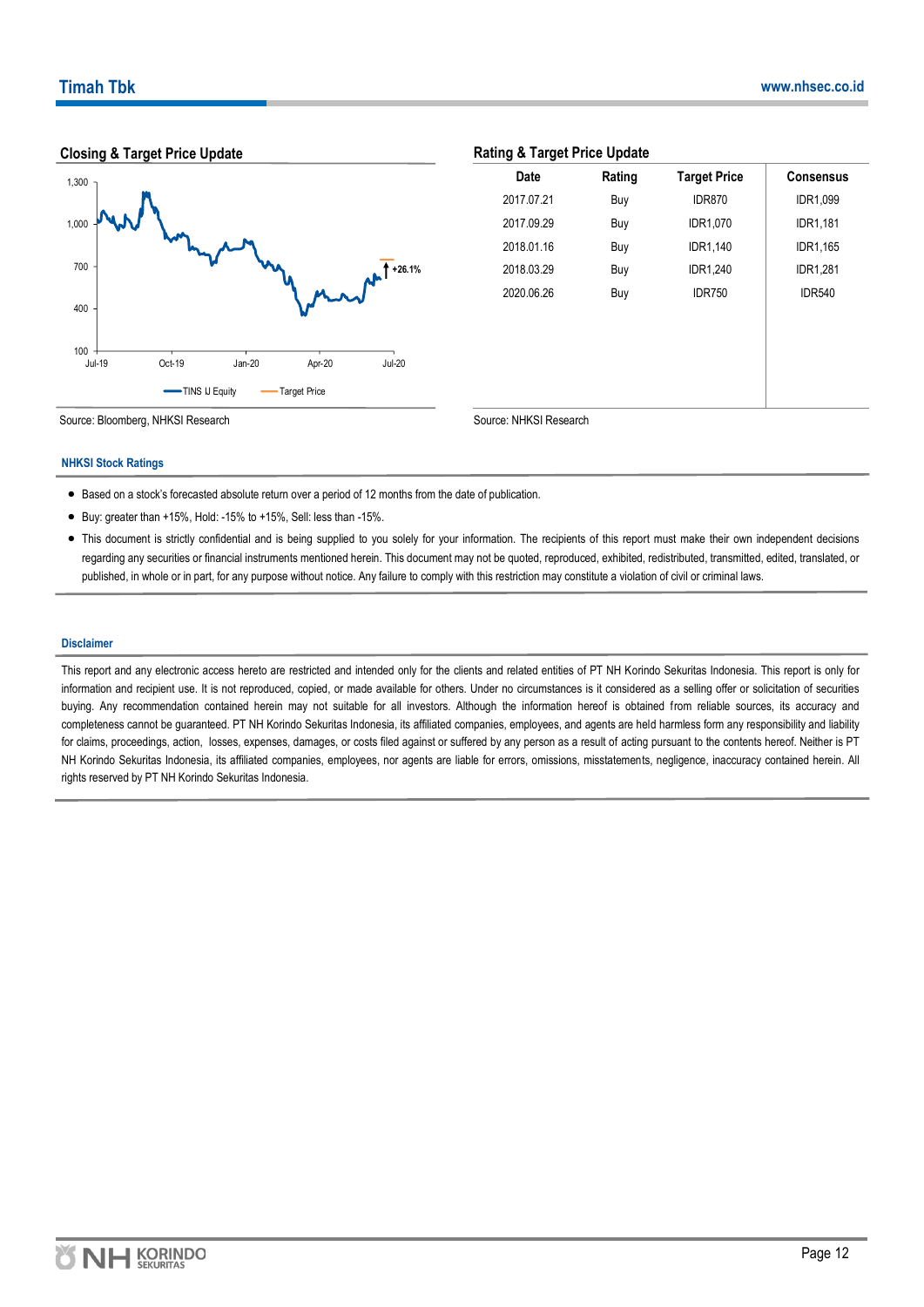## Closing & Target Price Update

1,300
1,000
700
400
100
Jul-19 Oct-19 Jan-20 Apr-20 Jul-20
+26.1%
TINS IJ Equity
Target Price

Source: Bloomberg, NHKSI Research

## Rating & Target Price Update

| Date | Rating | Target Price | Consensus |
|---|---|---|---|
| 2017.07.21 | Buy | IDR870 | IDR1,099 |
| 2017.09.29 | Buy | IDR1,070 | IDR1,181 |
| 2018.01.16 | Buy | IDR1,140 | IDR1,165 |
| 2018.03.29 | Buy | IDR1,240 | IDR1,281 |
| 2020.06.26 | Buy | IDR750 | IDR540 |

Source: NHKSI Research

### NHKSI Stock Ratings

- Based on a stock's forecasted absolute return over a period of 12 months from the date of publication.
- Buy: greater than +15%, Hold: -15% to +15%, Sell: less than -15%.
- This document is strictly confidential and is being supplied to you solely for your information. The recipients of this report must make their own independent decisions regarding any securities or financial instruments mentioned herein. This document may not be quoted, reproduced, exhibited, redistributed, transmitted, edited, translated, or published, in whole or in part, for any purpose without notice. Any failure to comply with this restriction may constitute a violation of civil or criminal laws.

### Disclaimer

This report and any electronic access hereto are restricted and intended only for the clients and related entities of PT NH Korindo Sekuritas Indonesia. This report is only for information and recipient use. It is not reproduced, copied, or made available for others. Under no circumstances is it considered as a selling offer or solicitation of securities buying. Any recommendation contained herein may not suitable for all investors. Although the information hereof is obtained from reliable sources, its accuracy and completeness cannot be guaranteed. PT NH Korindo Sekuritas Indonesia, its affiliated companies, employees, and agents are held harmless form any responsibility and liability for claims, proceedings, action, losses, expenses, damages, or costs filed against or suffered by any person as a result of acting pursuant to the contents hereof. Neither is PT NH Korindo Sekuritas Indonesia, its affiliated companies, employees, nor agents are liable for errors, omissions, misstatements, negligence, inaccuracy contained herein. All rights reserved by PT NH Korindo Sekuritas Indonesia.